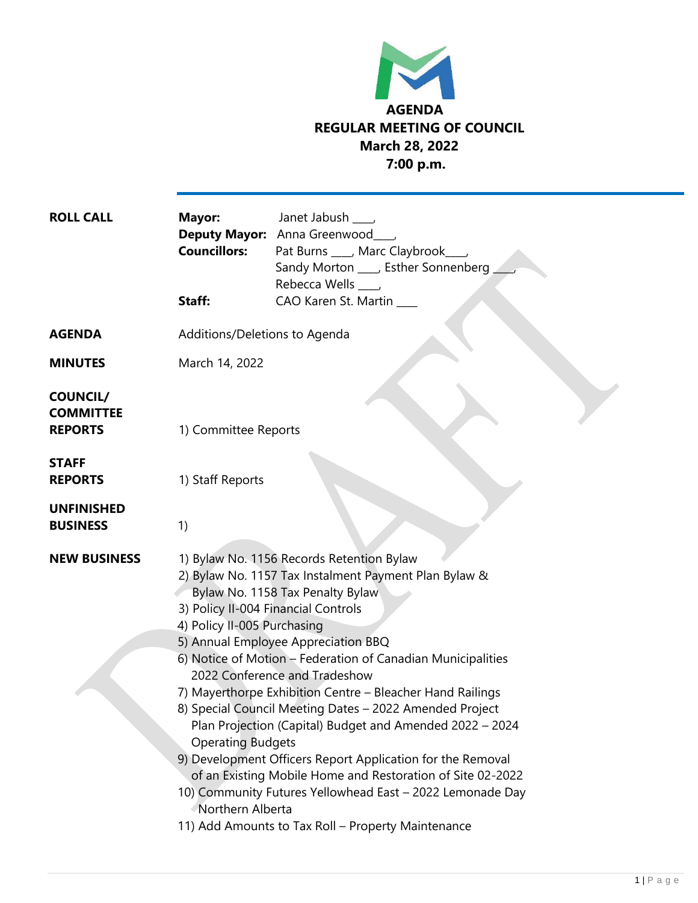# AGENDA
## REGULAR MEETING OF COUNCIL
### March 28, 2022
### 7:00 p.m.

**ROLL CALL**

**Mayor:** Janet Jabush ____,
**Deputy Mayor:** Anna Greenwood____,
**Councillors:** Pat Burns ____, Marc Claybrook____, Sandy Morton ____, Esther Sonnenberg ____, Rebecca Wells ____,
**Staff:** CAO Karen St. Martin ____

**AGENDA**

Additions/Deletions to Agenda

**MINUTES**

March 14, 2022

**COUNCIL/ COMMITTEE REPORTS**

1) Committee Reports

**STAFF REPORTS**

1) Staff Reports

**UNFINISHED BUSINESS**

1)

**NEW BUSINESS**

1) Bylaw No. 1156 Records Retention Bylaw
2) Bylaw No. 1157 Tax Instalment Payment Plan Bylaw & Bylaw No. 1158 Tax Penalty Bylaw
3) Policy II-004 Financial Controls
4) Policy II-005 Purchasing
5) Annual Employee Appreciation BBQ
6) Notice of Motion – Federation of Canadian Municipalities 2022 Conference and Tradeshow
7) Mayerthorpe Exhibition Centre – Bleacher Hand Railings
8) Special Council Meeting Dates – 2022 Amended Project Plan Projection (Capital) Budget and Amended 2022 – 2024 Operating Budgets
9) Development Officers Report Application for the Removal of an Existing Mobile Home and Restoration of Site 02-2022
10) Community Futures Yellowhead East – 2022 Lemonade Day Northern Alberta
11) Add Amounts to Tax Roll – Property Maintenance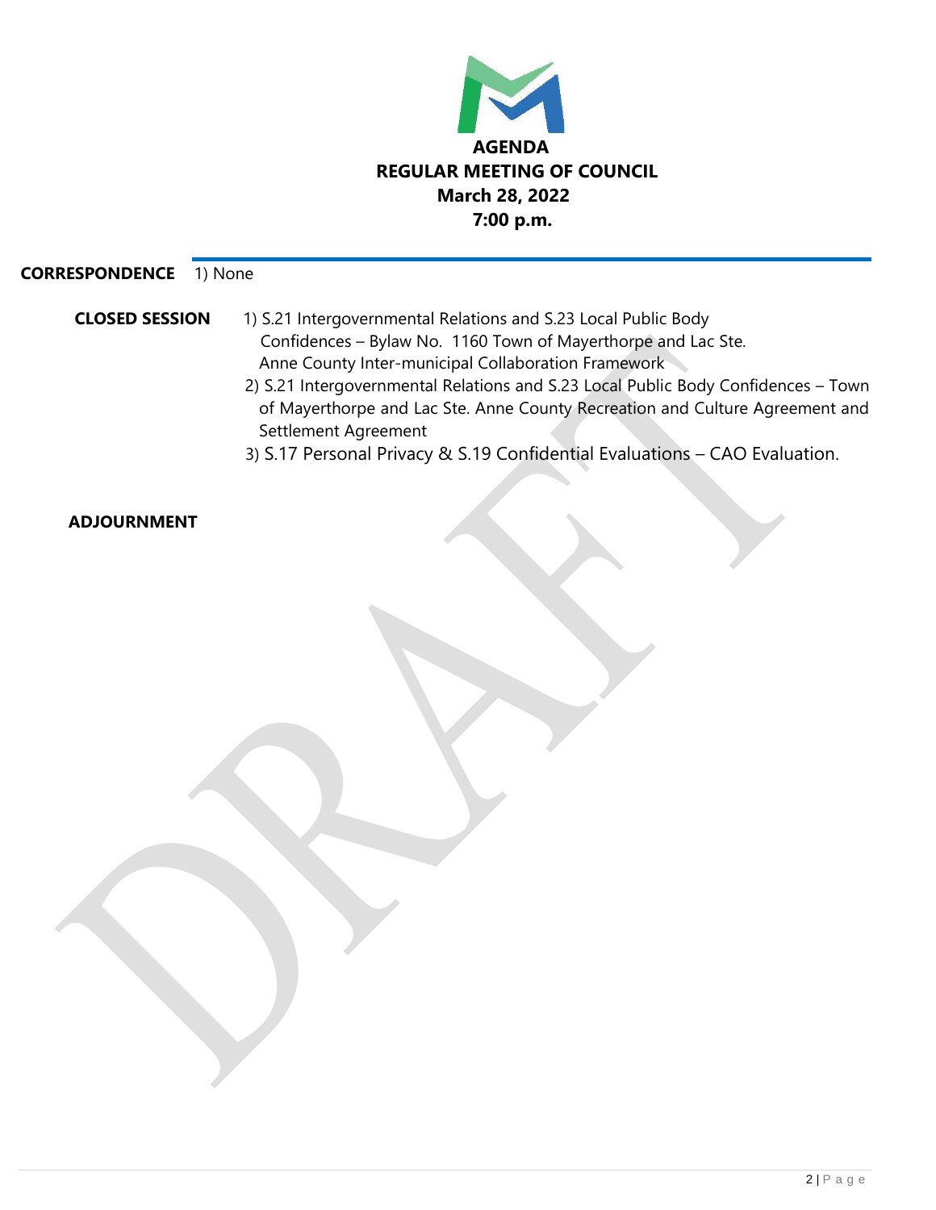**AGENDA**
**REGULAR MEETING OF COUNCIL**
**March 28, 2022**
**7:00 p.m.**

**CORRESPONDENCE** 1) None

**CLOSED SESSION**

1) S.21 Intergovernmental Relations and S.23 Local Public Body Confidences – Bylaw No. 1160 Town of Mayerthorpe and Lac Ste. Anne County Inter-municipal Collaboration Framework
2) S.21 Intergovernmental Relations and S.23 Local Public Body Confidences – Town of Mayerthorpe and Lac Ste. Anne County Recreation and Culture Agreement and Settlement Agreement
3) S.17 Personal Privacy & S.19 Confidential Evaluations – CAO Evaluation.

**ADJOURNMENT**

DRAFT